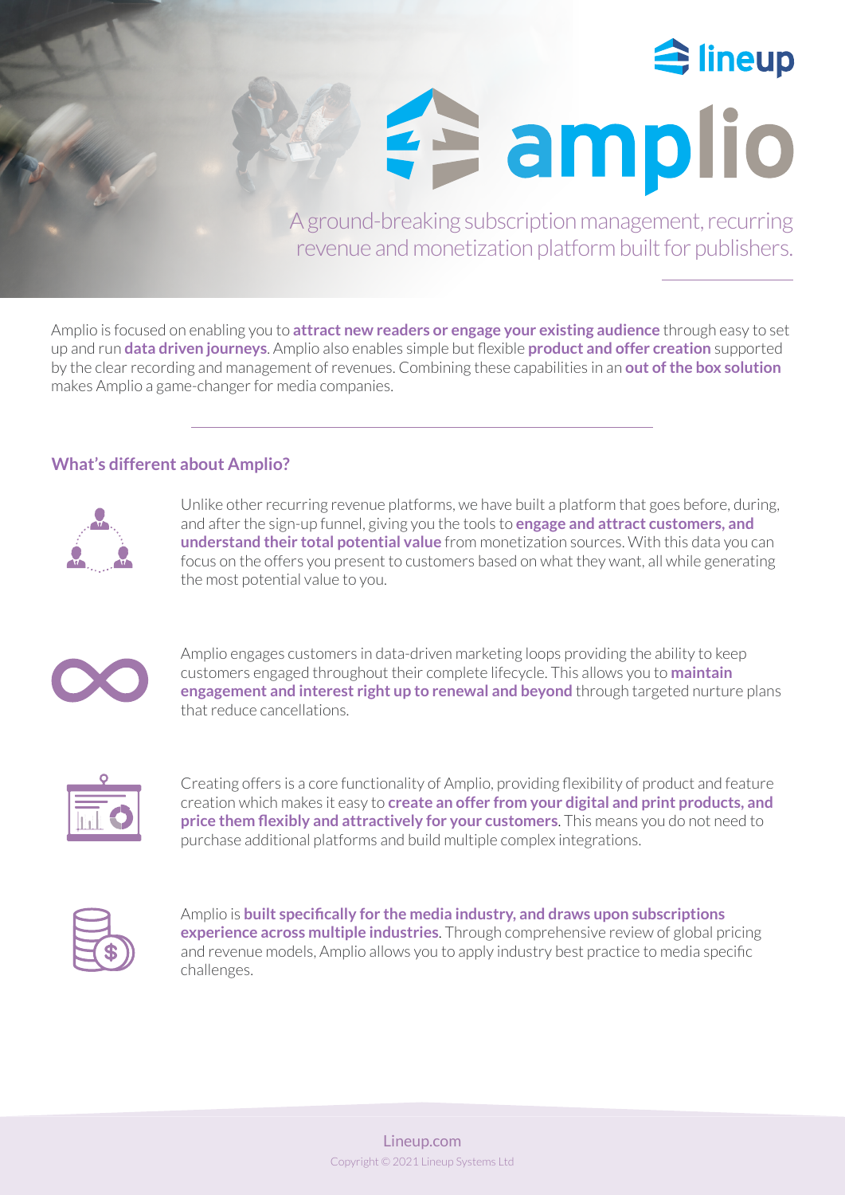# amplio

A ground-breaking subscription management, recurring revenue and monetization platform built for publishers.

Amplio is focused on enabling you to **attract new readers or engage your existing audience** through easy to set up and run **data driven journeys**. Amplio also enables simple but flexible **product and offer creation** supported by the clear recording and management of revenues. Combining these capabilities in an **out of the box solution** makes Amplio a game-changer for media companies.

## What's different about Amplio?

Unlike other recurring revenue platforms, we have built a platform that goes before, during, and after the sign-up funnel, giving you the tools to **engage and attract customers, and understand their total potential value** from monetization sources. With this data you can focus on the offers you present to customers based on what they want, all while generating the most potential value to you.

Amplio engages customers in data-driven marketing loops providing the ability to keep customers engaged throughout their complete lifecycle. This allows you to **maintain engagement and interest right up to renewal and beyond** through targeted nurture plans that reduce cancellations.

Creating offers is a core functionality of Amplio, providing flexibility of product and feature creation which makes it easy to **create an offer from your digital and print products, and price them flexibly and attractively for your customers**. This means you do not need to purchase additional platforms and build multiple complex integrations.

Amplio is **built specifically for the media industry, and draws upon subscriptions experience across multiple industries**. Through comprehensive review of global pricing and revenue models, Amplio allows you to apply industry best practice to media specific challenges.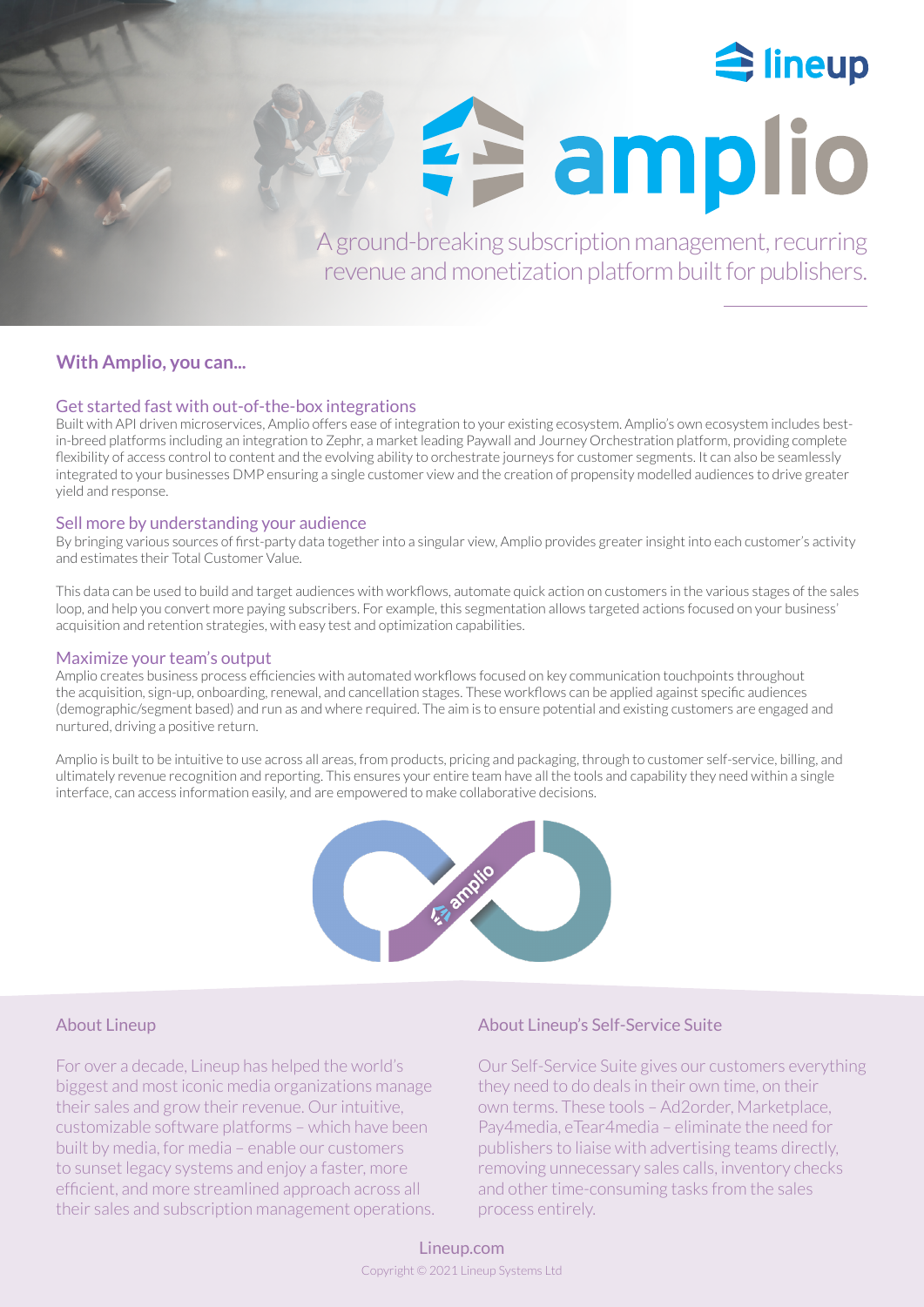# amplio

A ground-breaking subscription management, recurring revenue and monetization platform built for publishers.

## With Amplio, you can...

### Get started fast with out-of-the-box integrations

Built with API driven microservices, Amplio offers ease of integration to your existing ecosystem. Amplio's own ecosystem includes best-in-breed platforms including an integration to Zephr, a market leading Paywall and Journey Orchestration platform, providing complete flexibility of access control to content and the evolving ability to orchestrate journeys for customer segments. It can also be seamlessly integrated to your businesses DMP ensuring a single customer view and the creation of propensity modelled audiences to drive greater yield and response.

### Sell more by understanding your audience

By bringing various sources of first-party data together into a singular view, Amplio provides greater insight into each customer's activity and estimates their Total Customer Value.

This data can be used to build and target audiences with workflows, automate quick action on customers in the various stages of the sales loop, and help you convert more paying subscribers. For example, this segmentation allows targeted actions focused on your business' acquisition and retention strategies, with easy test and optimization capabilities.

### Maximize your team's output

Amplio creates business process efficiencies with automated workflows focused on key communication touchpoints throughout the acquisition, sign-up, onboarding, renewal, and cancellation stages. These workflows can be applied against specific audiences (demographic/segment based) and run as and where required. The aim is to ensure potential and existing customers are engaged and nurtured, driving a positive return.

Amplio is built to be intuitive to use across all areas, from products, pricing and packaging, through to customer self-service, billing, and ultimately revenue recognition and reporting. This ensures your entire team have all the tools and capability they need within a single interface, can access information easily, and are empowered to make collaborative decisions.

### About Lineup

For over a decade, Lineup has helped the world's biggest and most iconic media organizations manage their sales and grow their revenue. Our intuitive, customizable software platforms – which have been built by media, for media – enable our customers to sunset legacy systems and enjoy a faster, more efficient, and more streamlined approach across all their sales and subscription management operations.

### About Lineup's Self-Service Suite

Our Self-Service Suite gives our customers everything they need to do deals in their own time, on their own terms. These tools – Ad2order, Marketplace, Pay4media, eTear4media – eliminate the need for publishers to liaise with advertising teams directly, removing unnecessary sales calls, inventory checks and other time-consuming tasks from the sales process entirely.

Lineup.com

Copyright © 2021 Lineup Systems Ltd